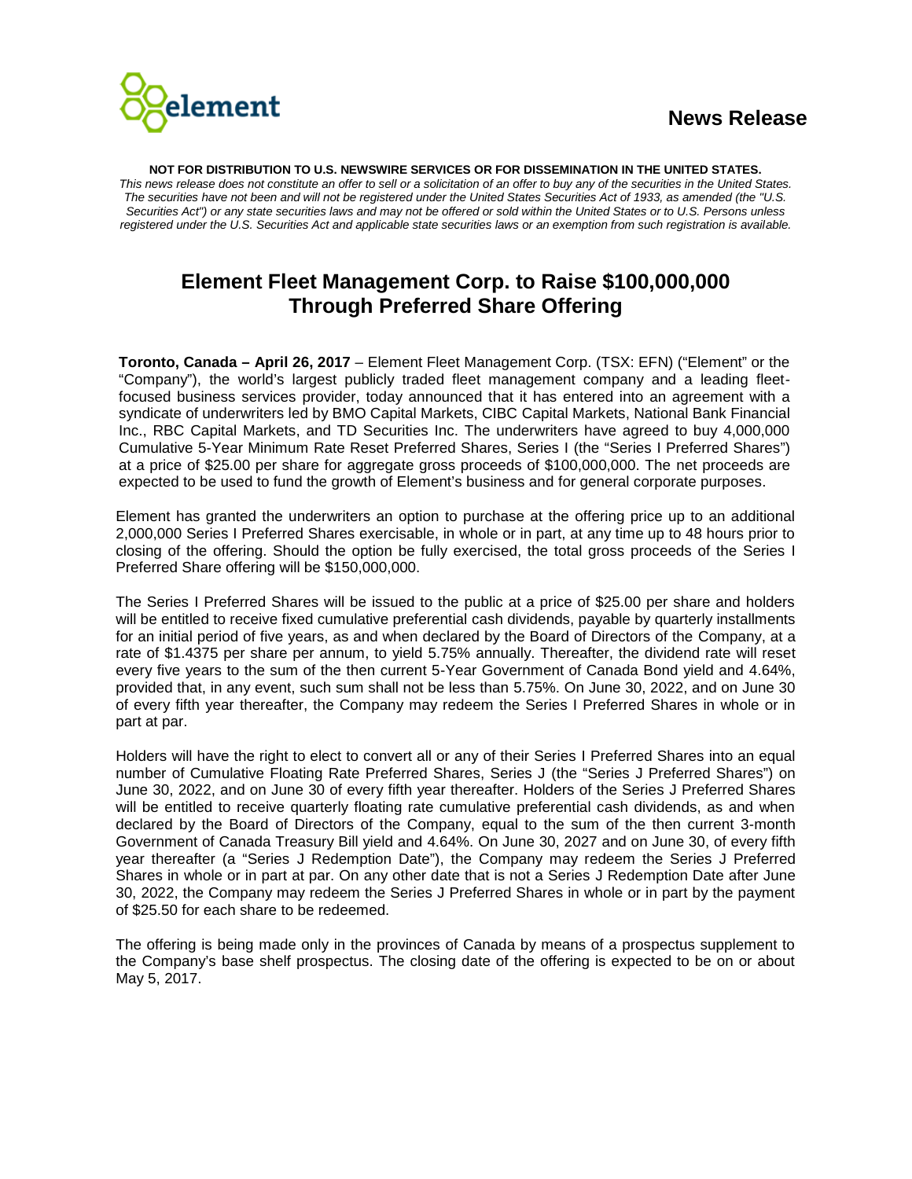**News Release**

**NOT FOR DISTRIBUTION TO U.S. NEWSWIRE SERVICES OR FOR DISSEMINATION IN THE UNITED STATES.**

*This news release does not constitute an offer to sell or a solicitation of an offer to buy any of the securities in the United States. The securities have not been and will not be registered under the United States Securities Act of 1933, as amended (the "U.S. Securities Act") or any state securities laws and may not be offered or sold within the United States or to U.S. Persons unless registered under the U.S. Securities Act and applicable state securities laws or an exemption from such registration is available.*

# Element Fleet Management Corp. to Raise $100,000,000 Through Preferred Share Offering

**Toronto, Canada – April 26, 2017** – Element Fleet Management Corp. (TSX: EFN) ("Element" or the "Company"), the world's largest publicly traded fleet management company and a leading fleet-focused business services provider, today announced that it has entered into an agreement with a syndicate of underwriters led by BMO Capital Markets, CIBC Capital Markets, National Bank Financial Inc., RBC Capital Markets, and TD Securities Inc. The underwriters have agreed to buy 4,000,000 Cumulative 5-Year Minimum Rate Reset Preferred Shares, Series I (the "Series I Preferred Shares") at a price of $25.00 per share for aggregate gross proceeds of $100,000,000. The net proceeds are expected to be used to fund the growth of Element's business and for general corporate purposes.

Element has granted the underwriters an option to purchase at the offering price up to an additional 2,000,000 Series I Preferred Shares exercisable, in whole or in part, at any time up to 48 hours prior to closing of the offering. Should the option be fully exercised, the total gross proceeds of the Series I Preferred Share offering will be $150,000,000.

The Series I Preferred Shares will be issued to the public at a price of $25.00 per share and holders will be entitled to receive fixed cumulative preferential cash dividends, payable by quarterly installments for an initial period of five years, as and when declared by the Board of Directors of the Company, at a rate of $1.4375 per share per annum, to yield 5.75% annually. Thereafter, the dividend rate will reset every five years to the sum of the then current 5-Year Government of Canada Bond yield and 4.64%, provided that, in any event, such sum shall not be less than 5.75%. On June 30, 2022, and on June 30 of every fifth year thereafter, the Company may redeem the Series I Preferred Shares in whole or in part at par.

Holders will have the right to elect to convert all or any of their Series I Preferred Shares into an equal number of Cumulative Floating Rate Preferred Shares, Series J (the "Series J Preferred Shares") on June 30, 2022, and on June 30 of every fifth year thereafter. Holders of the Series J Preferred Shares will be entitled to receive quarterly floating rate cumulative preferential cash dividends, as and when declared by the Board of Directors of the Company, equal to the sum of the then current 3-month Government of Canada Treasury Bill yield and 4.64%. On June 30, 2027 and on June 30, of every fifth year thereafter (a "Series J Redemption Date"), the Company may redeem the Series J Preferred Shares in whole or in part at par. On any other date that is not a Series J Redemption Date after June 30, 2022, the Company may redeem the Series J Preferred Shares in whole or in part by the payment of $25.50 for each share to be redeemed.

The offering is being made only in the provinces of Canada by means of a prospectus supplement to the Company's base shelf prospectus. The closing date of the offering is expected to be on or about May 5, 2017.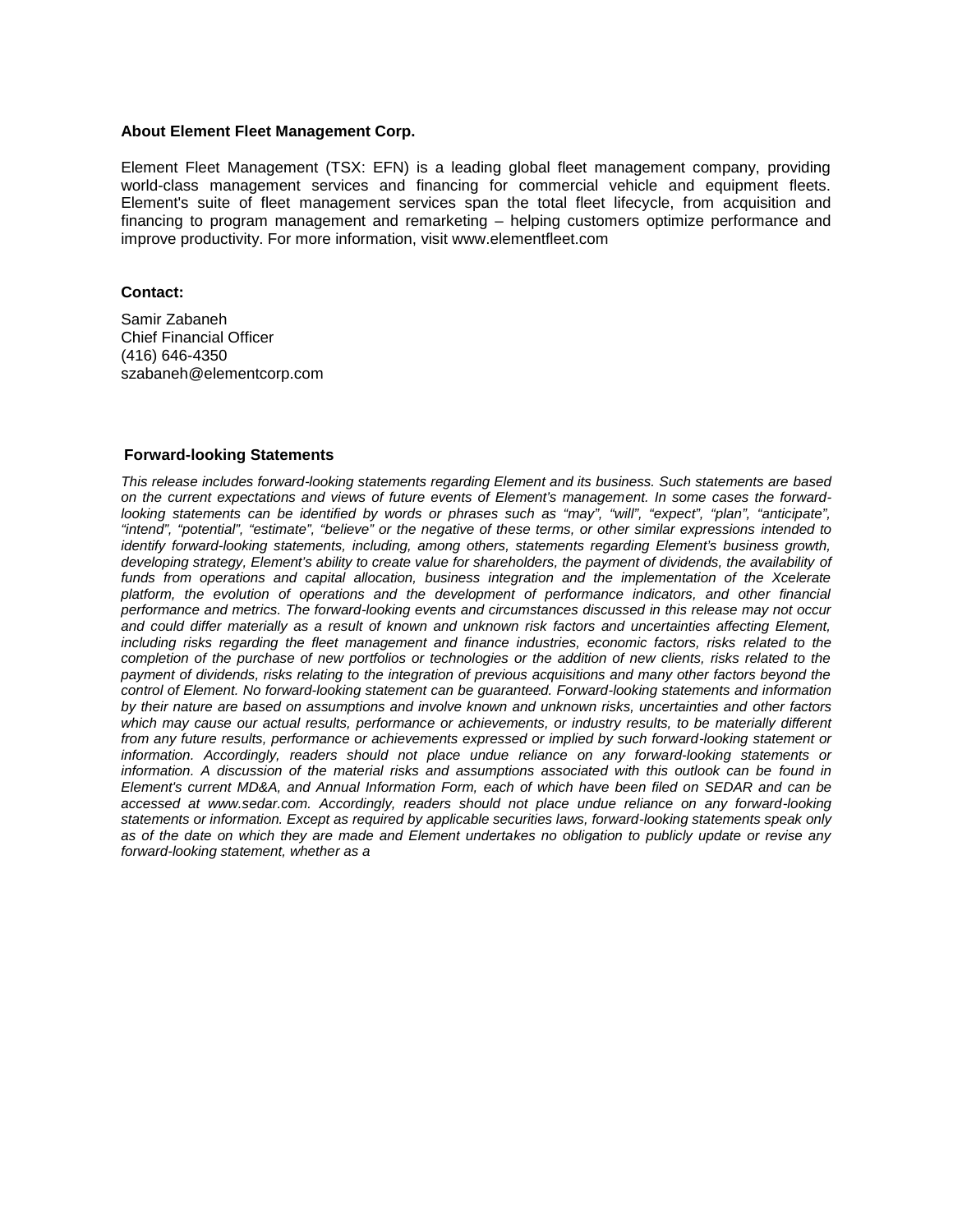**About Element Fleet Management Corp.**

Element Fleet Management (TSX: EFN) is a leading global fleet management company, providing world-class management services and financing for commercial vehicle and equipment fleets. Element's suite of fleet management services span the total fleet lifecycle, from acquisition and financing to program management and remarketing – helping customers optimize performance and improve productivity. For more information, visit www.elementfleet.com

**Contact:**

Samir Zabaneh
Chief Financial Officer
(416) 646-4350
szabaneh@elementcorp.com

**Forward-looking Statements**

*This release includes forward-looking statements regarding Element and its business. Such statements are based on the current expectations and views of future events of Element's management. In some cases the forward-looking statements can be identified by words or phrases such as "may", "will", "expect", "plan", "anticipate", "intend", "potential", "estimate", "believe" or the negative of these terms, or other similar expressions intended to identify forward-looking statements, including, among others, statements regarding Element's business growth, developing strategy, Element's ability to create value for shareholders, the payment of dividends, the availability of funds from operations and capital allocation, business integration and the implementation of the Xcelerate platform, the evolution of operations and the development of performance indicators, and other financial performance and metrics. The forward-looking events and circumstances discussed in this release may not occur and could differ materially as a result of known and unknown risk factors and uncertainties affecting Element, including risks regarding the fleet management and finance industries, economic factors, risks related to the completion of the purchase of new portfolios or technologies or the addition of new clients, risks related to the payment of dividends, risks relating to the integration of previous acquisitions and many other factors beyond the control of Element. No forward-looking statement can be guaranteed. Forward-looking statements and information by their nature are based on assumptions and involve known and unknown risks, uncertainties and other factors which may cause our actual results, performance or achievements, or industry results, to be materially different from any future results, performance or achievements expressed or implied by such forward-looking statement or information. Accordingly, readers should not place undue reliance on any forward-looking statements or information. A discussion of the material risks and assumptions associated with this outlook can be found in Element's current MD&A, and Annual Information Form, each of which have been filed on SEDAR and can be accessed at www.sedar.com. Accordingly, readers should not place undue reliance on any forward-looking statements or information. Except as required by applicable securities laws, forward-looking statements speak only as of the date on which they are made and Element undertakes no obligation to publicly update or revise any forward-looking statement, whether as a*